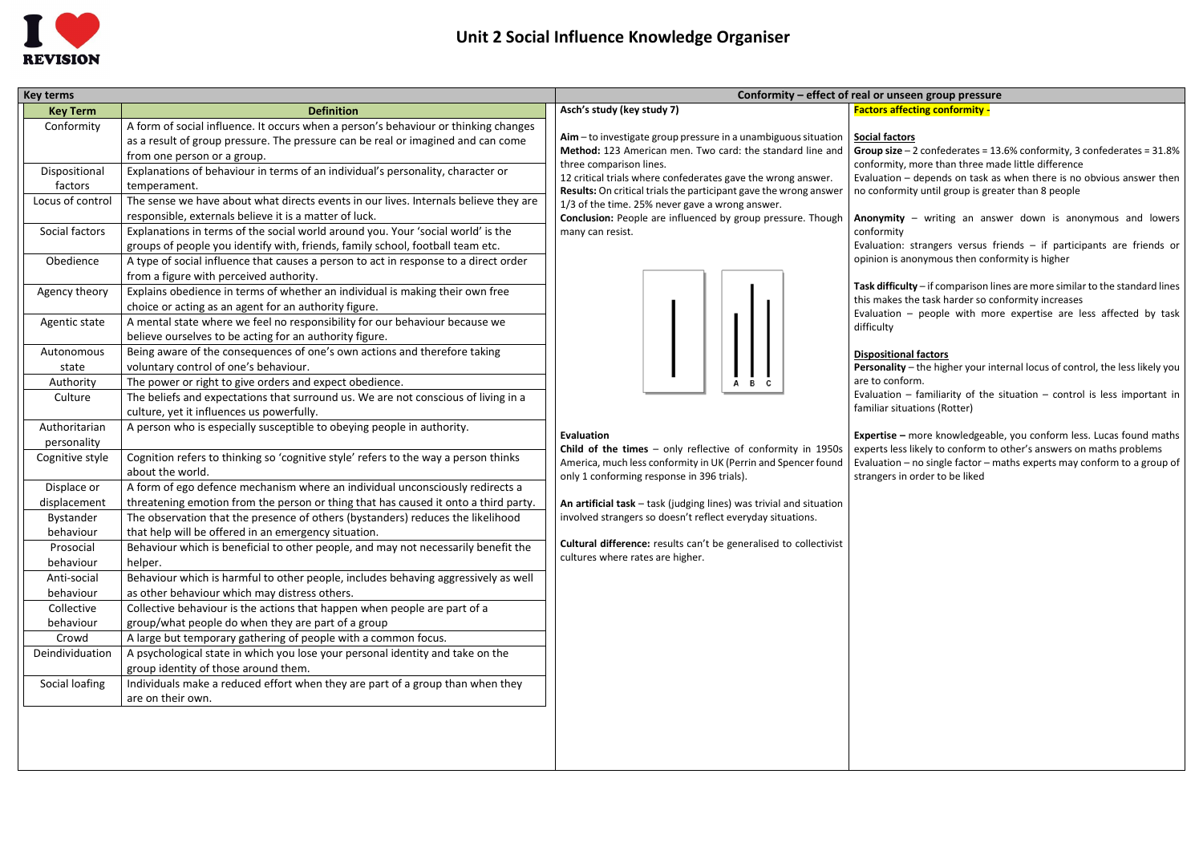# Unit 2 Social Influence Knowledge Organiser

## Key terms

| Key Term | Definition |
|---|---|
| Conformity | A form of social influence. It occurs when a person's behaviour or thinking changes as a result of group pressure. The pressure can be real or imagined and can come from one person or a group. |
| Dispositional factors | Explanations of behaviour in terms of an individual's personality, character or temperament. |
| Locus of control | The sense we have about what directs events in our lives. Internals believe they are responsible, externals believe it is a matter of luck. |
| Social factors | Explanations in terms of the social world around you. Your 'social world' is the groups of people you identify with, friends, family school, football team etc. |
| Obedience | A type of social influence that causes a person to act in response to a direct order from a figure with perceived authority. |
| Agency theory | Explains obedience in terms of whether an individual is making their own free choice or acting as an agent for an authority figure. |
| Agentic state | A mental state where we feel no responsibility for our behaviour because we believe ourselves to be acting for an authority figure. |
| Autonomous state | Being aware of the consequences of one's own actions and therefore taking voluntary control of one's behaviour. |
| Authority | The power or right to give orders and expect obedience. |
| Culture | The beliefs and expectations that surround us. We are not conscious of living in a culture, yet it influences us powerfully. |
| Authoritarian personality | A person who is especially susceptible to obeying people in authority. |
| Cognitive style | Cognition refers to thinking so 'cognitive style' refers to the way a person thinks about the world. |
| Displace or displacement | A form of ego defence mechanism where an individual unconsciously redirects a threatening emotion from the person or thing that has caused it onto a third party. |
| Bystander behaviour | The observation that the presence of others (bystanders) reduces the likelihood that help will be offered in an emergency situation. |
| Prosocial behaviour | Behaviour which is beneficial to other people, and may not necessarily benefit the helper. |
| Anti-social behaviour | Behaviour which is harmful to other people, includes behaving aggressively as well as other behaviour which may distress others. |
| Collective behaviour | Collective behaviour is the actions that happen when people are part of a group/what people do when they are part of a group |
| Crowd | A large but temporary gathering of people with a common focus. |
| Deindividuation | A psychological state in which you lose your personal identity and take on the group identity of those around them. |
| Social loafing | Individuals make a reduced effort when they are part of a group than when they are on their own. |

## Conformity – effect of real or unseen group pressure

### Asch's study (key study 7)

**Aim** – to investigate group pressure in a unambiguous situation
**Method:** 123 American men. Two card: the standard line and three comparison lines.
12 critical trials where confederates gave the wrong answer.
**Results:** On critical trials the participant gave the wrong answer 1/3 of the time. 25% never gave a wrong answer.
**Conclusion:** People are influenced by group pressure. Though many can resist.

A B C

### Evaluation

**Child of the times** – only reflective of conformity in 1950s America, much less conformity in UK (Perrin and Spencer found only 1 conforming response in 396 trials).

**An artificial task** – task (judging lines) was trivial and situation involved strangers so doesn't reflect everyday situations.

**Cultural difference:** results can't be generalised to collectivist cultures where rates are higher.

### Factors affecting conformity -

**Social factors**

**Group size** – 2 confederates = 13.6% conformity, 3 confederates = 31.8% conformity, more than three made little difference
Evaluation – depends on task as when there is no obvious answer then no conformity until group is greater than 8 people

**Anonymity** – writing an answer down is anonymous and lowers conformity
Evaluation: strangers versus friends – if participants are friends or opinion is anonymous then conformity is higher

**Task difficulty** – if comparison lines are more similar to the standard lines this makes the task harder so conformity increases
Evaluation – people with more expertise are less affected by task difficulty

**Dispositional factors**

**Personality** – the higher your internal locus of control, the less likely you are to conform.
Evaluation – familiarity of the situation – control is less important in familiar situations (Rotter)

**Expertise –** more knowledgeable, you conform less. Lucas found maths experts less likely to conform to other's answers on maths problems
Evaluation – no single factor – maths experts may conform to a group of strangers in order to be liked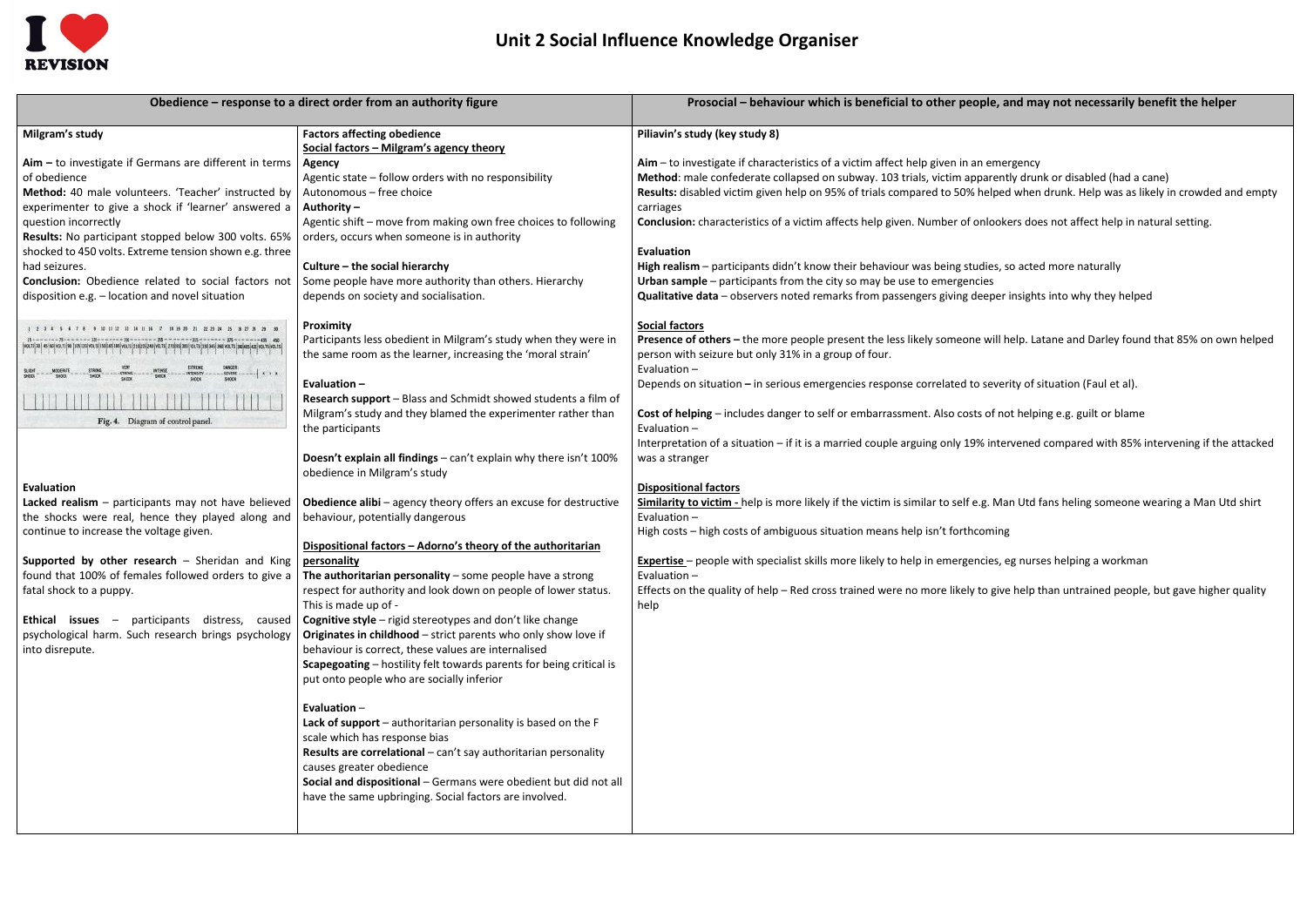# Unit 2 Social Influence Knowledge Organiser

## Obedience – response to a direct order from an authority figure

### Milgram's study

**Aim –** to investigate if Germans are different in terms of obedience

**Method:** 40 male volunteers. 'Teacher' instructed by experimenter to give a shock if 'learner' answered a question incorrectly

**Results:** No participant stopped below 300 volts. 65% shocked to 450 volts. Extreme tension shown e.g. three had seizures.

**Conclusion:** Obedience related to social factors not disposition e.g. – location and novel situation

Fig. 4. Diagram of control panel.

**Evaluation**

**Lacked realism** – participants may not have believed the shocks were real, hence they played along and continue to increase the voltage given.

**Supported by other research** – Sheridan and King found that 100% of females followed orders to give a fatal shock to a puppy.

**Ethical issues** – participants distress, caused psychological harm. Such research brings psychology into disrepute.

### Factors affecting obedience

**Social factors – Milgram's agency theory**

**Agency**

Agentic state – follow orders with no responsibility

Autonomous – free choice

**Authority –**

Agentic shift – move from making own free choices to following orders, occurs when someone is in authority

**Culture – the social hierarchy**

Some people have more authority than others. Hierarchy depends on society and socialisation.

**Proximity**

Participants less obedient in Milgram's study when they were in the same room as the learner, increasing the 'moral strain'

**Evaluation –**

**Research support** – Blass and Schmidt showed students a film of Milgram's study and they blamed the experimenter rather than the participants

**Doesn't explain all findings** – can't explain why there isn't 100% obedience in Milgram's study

**Obedience alibi** – agency theory offers an excuse for destructive behaviour, potentially dangerous

**Dispositional factors – Adorno's theory of the authoritarian personality**

**The authoritarian personality** – some people have a strong respect for authority and look down on people of lower status. This is made up of -

**Cognitive style** – rigid stereotypes and don't like change

**Originates in childhood** – strict parents who only show love if behaviour is correct, these values are internalised

**Scapegoating** – hostility felt towards parents for being critical is put onto people who are socially inferior

**Evaluation –**

**Lack of support** – authoritarian personality is based on the F scale which has response bias

**Results are correlational** – can't say authoritarian personality causes greater obedience

**Social and dispositional** – Germans were obedient but did not all have the same upbringing. Social factors are involved.

## Prosocial – behaviour which is beneficial to other people, and may not necessarily benefit the helper

### Piliavin's study (key study 8)

**Aim** – to investigate if characteristics of a victim affect help given in an emergency

**Method**: male confederate collapsed on subway. 103 trials, victim apparently drunk or disabled (had a cane)

**Results:** disabled victim given help on 95% of trials compared to 50% helped when drunk. Help was as likely in crowded and empty carriages

**Conclusion:** characteristics of a victim affects help given. Number of onlookers does not affect help in natural setting.

**Evaluation**

**High realism** – participants didn't know their behaviour was being studies, so acted more naturally

**Urban sample** – participants from the city so may be use to emergencies

**Qualitative data** – observers noted remarks from passengers giving deeper insights into why they helped

### Social factors

**Presence of others –** the more people present the less likely someone will help. Latane and Darley found that 85% on own helped person with seizure but only 31% in a group of four.

Evaluation –

Depends on situation **–** in serious emergencies response correlated to severity of situation (Faul et al).

**Cost of helping** – includes danger to self or embarrassment. Also costs of not helping e.g. guilt or blame

Evaluation –

Interpretation of a situation – if it is a married couple arguing only 19% intervened compared with 85% intervening if the attacked was a stranger

### Dispositional factors

**Similarity to victim -** help is more likely if the victim is similar to self e.g. Man Utd fans heling someone wearing a Man Utd shirt

Evaluation –

High costs – high costs of ambiguous situation means help isn't forthcoming

**Expertise** – people with specialist skills more likely to help in emergencies, eg nurses helping a workman

Evaluation –

Effects on the quality of help – Red cross trained were no more likely to give help than untrained people, but gave higher quality help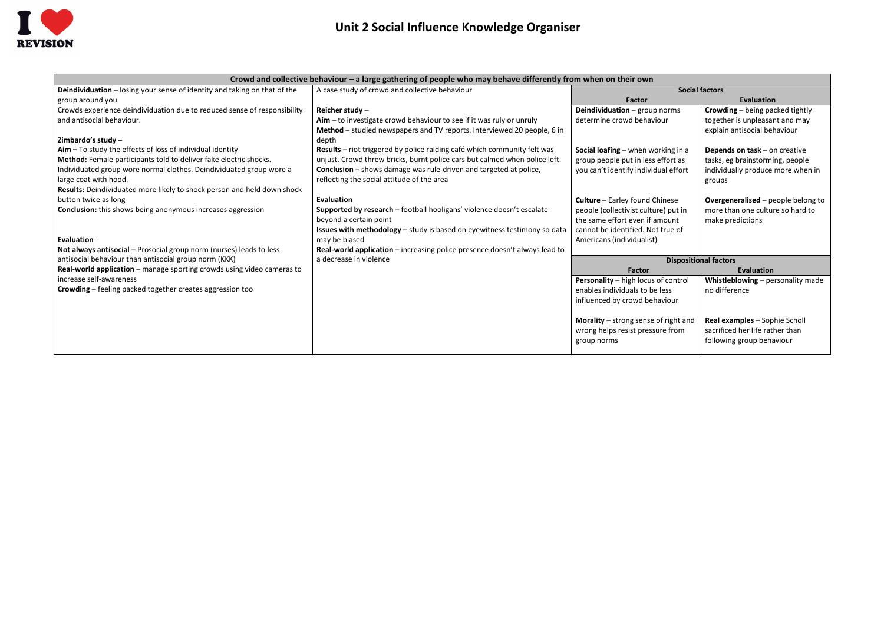# Unit 2 Social Influence Knowledge Organiser

## Crowd and collective behaviour – a large gathering of people who may behave differently from when on their own

**Deindividuation** – losing your sense of identity and taking on that of the group around you

Crowds experience deindividuation due to reduced sense of responsibility and antisocial behaviour.

**Zimbardo's study –**

**Aim –** To study the effects of loss of individual identity

**Method:** Female participants told to deliver fake electric shocks. Individuated group wore normal clothes. Deindividuated group wore a large coat with hood.

**Results:** Deindividuated more likely to shock person and held down shock button twice as long

**Conclusion:** this shows being anonymous increases aggression

**Evaluation** -

**Not always antisocial** – Prosocial group norm (nurses) leads to less antisocial behaviour than antisocial group norm (KKK)

**Real-world application** – manage sporting crowds using video cameras to increase self-awareness

**Crowding** – feeling packed together creates aggression too

A case study of crowd and collective behaviour

**Reicher study** –

**Aim** – to investigate crowd behaviour to see if it was ruly or unruly

**Method** – studied newspapers and TV reports. Interviewed 20 people, 6 in depth

**Results** – riot triggered by police raiding café which community felt was unjust. Crowd threw bricks, burnt police cars but calmed when police left.

**Conclusion** – shows damage was rule-driven and targeted at police, reflecting the social attitude of the area

**Evaluation**

**Supported by research** – football hooligans' violence doesn't escalate beyond a certain point

**Issues with methodology** – study is based on eyewitness testimony so data may be biased

**Real-world application** – increasing police presence doesn't always lead to a decrease in violence

### Social factors

| Factor | Evaluation |
|---|---|
| **Deindividuation** – group norms determine crowd behaviour | **Crowding** – being packed tightly together is unpleasant and may explain antisocial behaviour |
| **Social loafing** – when working in a group people put in less effort as you can't identify individual effort | **Depends on task** – on creative tasks, eg brainstorming, people individually produce more when in groups |
| **Culture** – Earley found Chinese people (collectivist culture) put in the same effort even if amount cannot be identified. Not true of Americans (individualist) | **Overgeneralised** – people belong to more than one culture so hard to make predictions |

### Dispositional factors

| Factor | Evaluation |
|---|---|
| **Personality** – high locus of control enables individuals to be less influenced by crowd behaviour | **Whistleblowing** – personality made no difference |
| **Morality** – strong sense of right and wrong helps resist pressure from group norms | **Real examples** – Sophie Scholl sacrificed her life rather than following group behaviour |